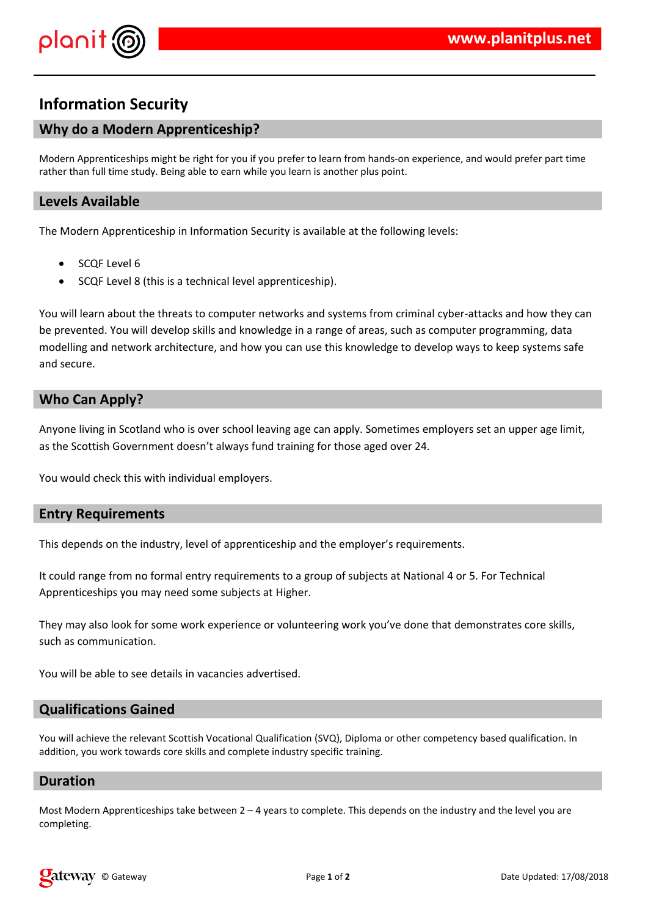# Information Security

## Why do a Modern Apprenticeship?

Modern Apprenticeships might be right for you if you prefer to learn from hands-on experience, and would prefer part time rather than full time study. Being able to earn while you learn is another plus point.

## Levels Available

The Modern Apprenticeship in Information Security is available at the following levels:

- SCQF Level 6
- SCQF Level 8 (this is a technical level apprenticeship).

You will learn about the threats to computer networks and systems from criminal cyber-attacks and how they can be prevented. You will develop skills and knowledge in a range of areas, such as computer programming, data modelling and network architecture, and how you can use this knowledge to develop ways to keep systems safe and secure.

## Who Can Apply?

Anyone living in Scotland who is over school leaving age can apply. Sometimes employers set an upper age limit, as the Scottish Government doesn't always fund training for those aged over 24.

You would check this with individual employers.

## Entry Requirements

This depends on the industry, level of apprenticeship and the employer's requirements.

It could range from no formal entry requirements to a group of subjects at National 4 or 5. For Technical Apprenticeships you may need some subjects at Higher.

They may also look for some work experience or volunteering work you've done that demonstrates core skills, such as communication.

You will be able to see details in vacancies advertised.

## Qualifications Gained

You will achieve the relevant Scottish Vocational Qualification (SVQ), Diploma or other competency based qualification. In addition, you work towards core skills and complete industry specific training.

## Duration

Most Modern Apprenticeships take between 2 – 4 years to complete. This depends on the industry and the level you are completing.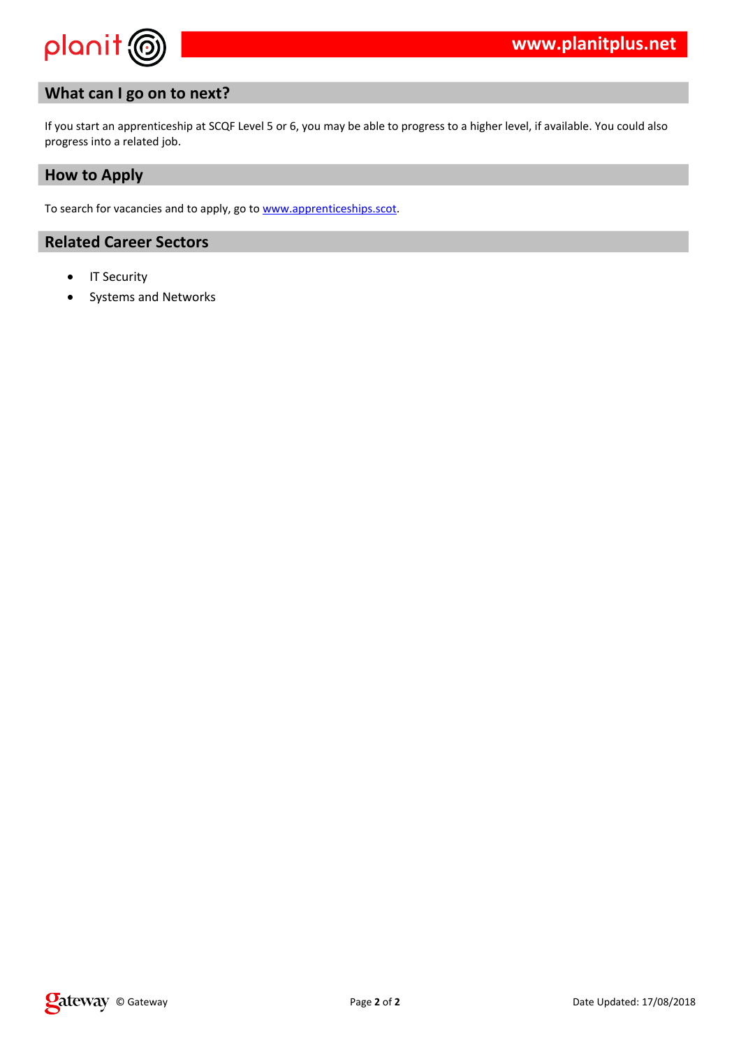## What can I go on to next?

If you start an apprenticeship at SCQF Level 5 or 6, you may be able to progress to a higher level, if available. You could also progress into a related job.

## How to Apply

To search for vacancies and to apply, go to [www.apprenticeships.scot](http://www.apprenticeships.scot).

## Related Career Sectors

- IT Security
- Systems and Networks